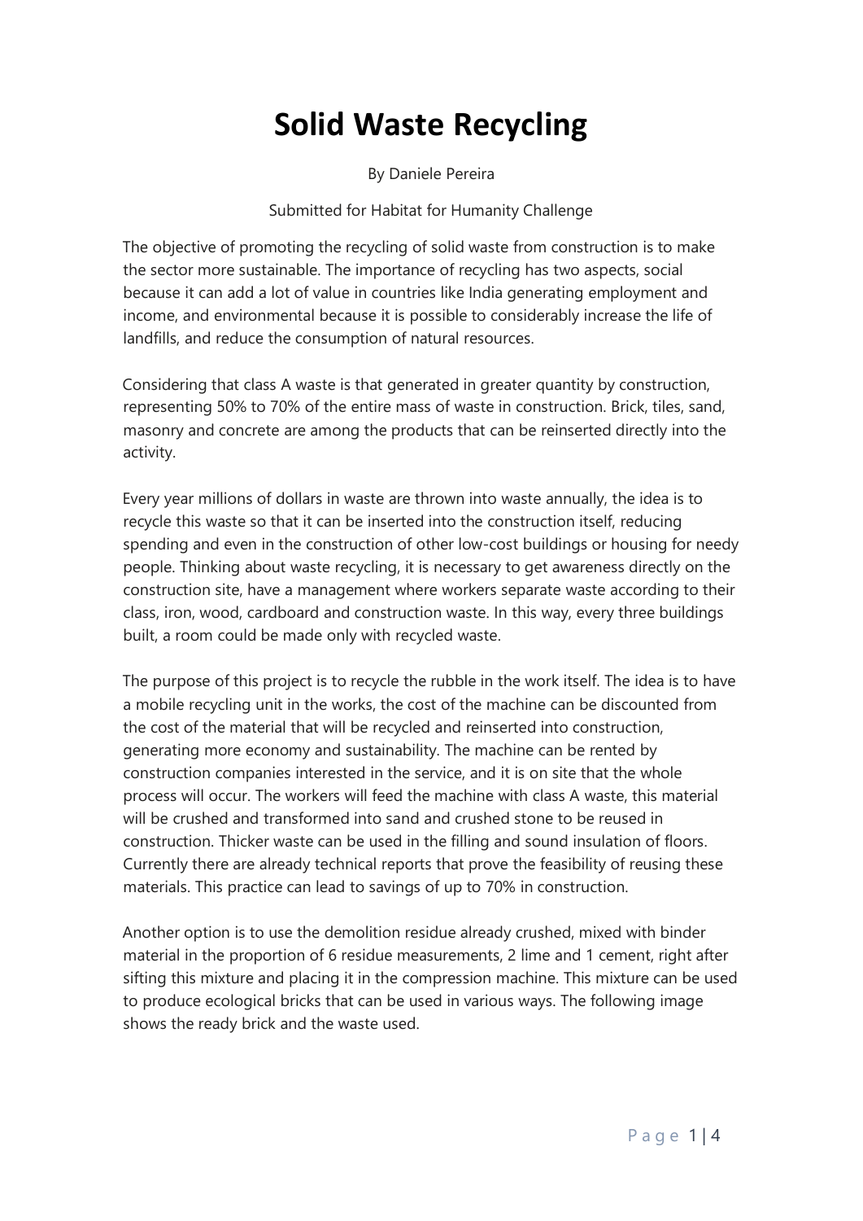# Solid Waste Recycling

By Daniele Pereira

Submitted for Habitat for Humanity Challenge

The objective of promoting the recycling of solid waste from construction is to make the sector more sustainable. The importance of recycling has two aspects, social because it can add a lot of value in countries like India generating employment and income, and environmental because it is possible to considerably increase the life of landfills, and reduce the consumption of natural resources.

Considering that class A waste is that generated in greater quantity by construction, representing 50% to 70% of the entire mass of waste in construction. Brick, tiles, sand, masonry and concrete are among the products that can be reinserted directly into the activity.

Every year millions of dollars in waste are thrown into waste annually, the idea is to recycle this waste so that it can be inserted into the construction itself, reducing spending and even in the construction of other low-cost buildings or housing for needy people. Thinking about waste recycling, it is necessary to get awareness directly on the construction site, have a management where workers separate waste according to their class, iron, wood, cardboard and construction waste. In this way, every three buildings built, a room could be made only with recycled waste.

The purpose of this project is to recycle the rubble in the work itself. The idea is to have a mobile recycling unit in the works, the cost of the machine can be discounted from the cost of the material that will be recycled and reinserted into construction, generating more economy and sustainability. The machine can be rented by construction companies interested in the service, and it is on site that the whole process will occur. The workers will feed the machine with class A waste, this material will be crushed and transformed into sand and crushed stone to be reused in construction. Thicker waste can be used in the filling and sound insulation of floors. Currently there are already technical reports that prove the feasibility of reusing these materials. This practice can lead to savings of up to 70% in construction.

Another option is to use the demolition residue already crushed, mixed with binder material in the proportion of 6 residue measurements, 2 lime and 1 cement, right after sifting this mixture and placing it in the compression machine. This mixture can be used to produce ecological bricks that can be used in various ways. The following image shows the ready brick and the waste used.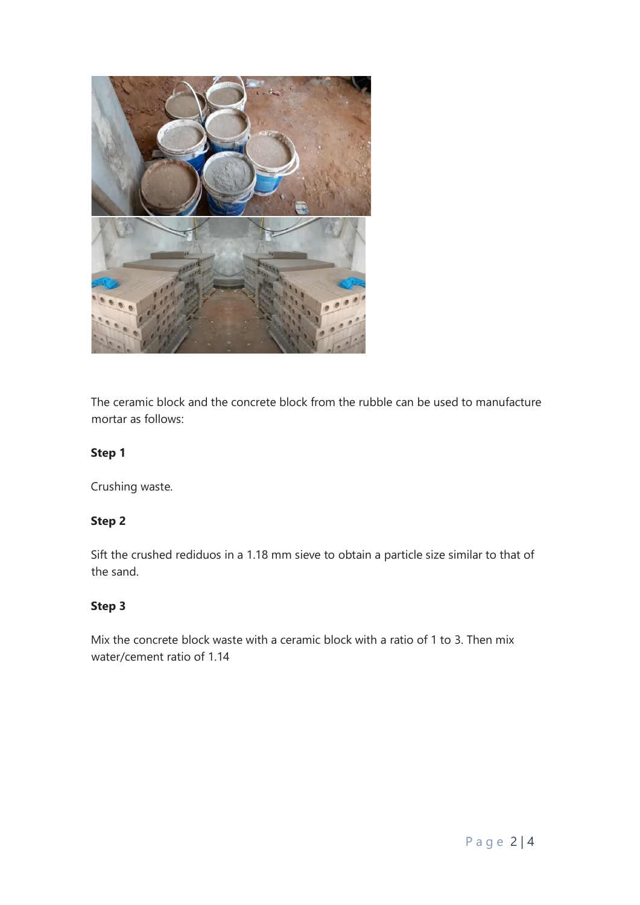The ceramic block and the concrete block from the rubble can be used to manufacture mortar as follows:

**Step 1**

Crushing waste.

**Step 2**

Sift the crushed rediduos in a 1.18 mm sieve to obtain a particle size similar to that of the sand.

**Step 3**

Mix the concrete block waste with a ceramic block with a ratio of 1 to 3. Then mix water/cement ratio of 1.14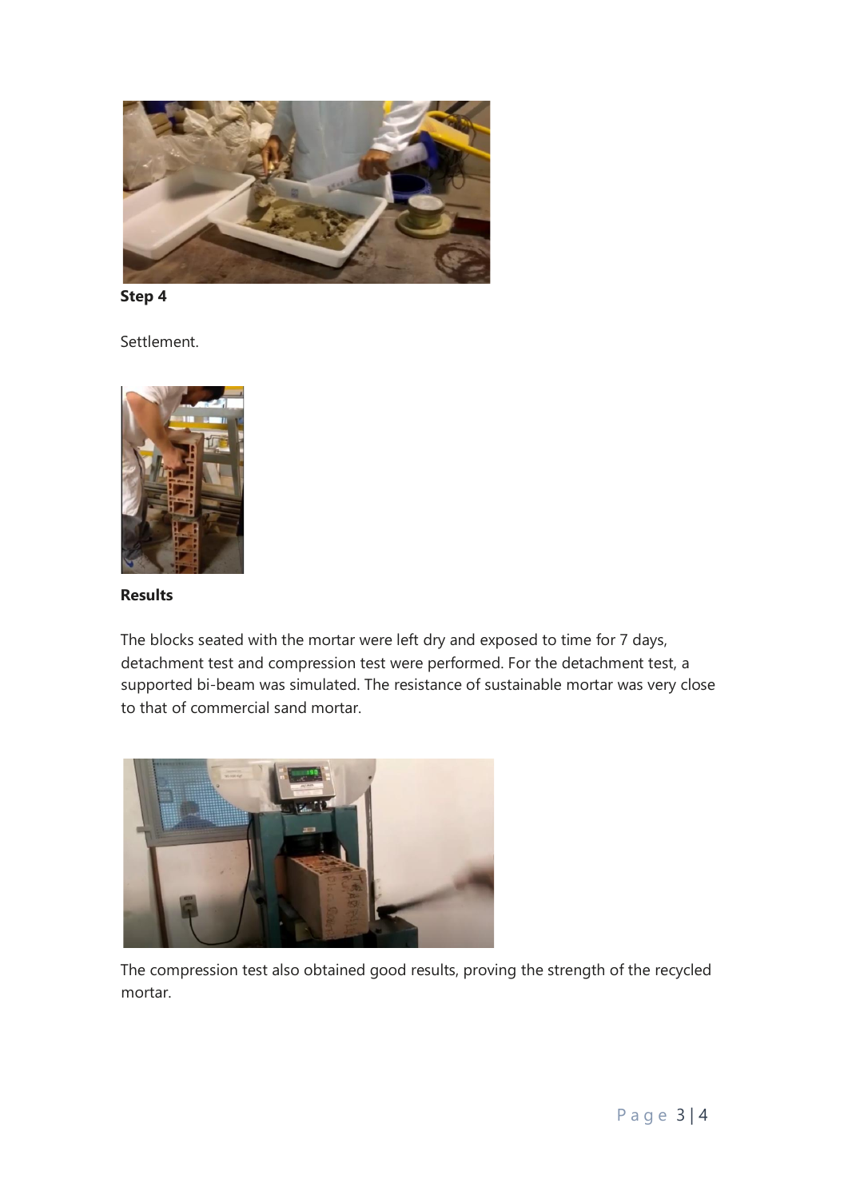**Step 4**

Settlement.

**Results**

The blocks seated with the mortar were left dry and exposed to time for 7 days, detachment test and compression test were performed. For the detachment test, a supported bi-beam was simulated. The resistance of sustainable mortar was very close to that of commercial sand mortar.

The compression test also obtained good results, proving the strength of the recycled mortar.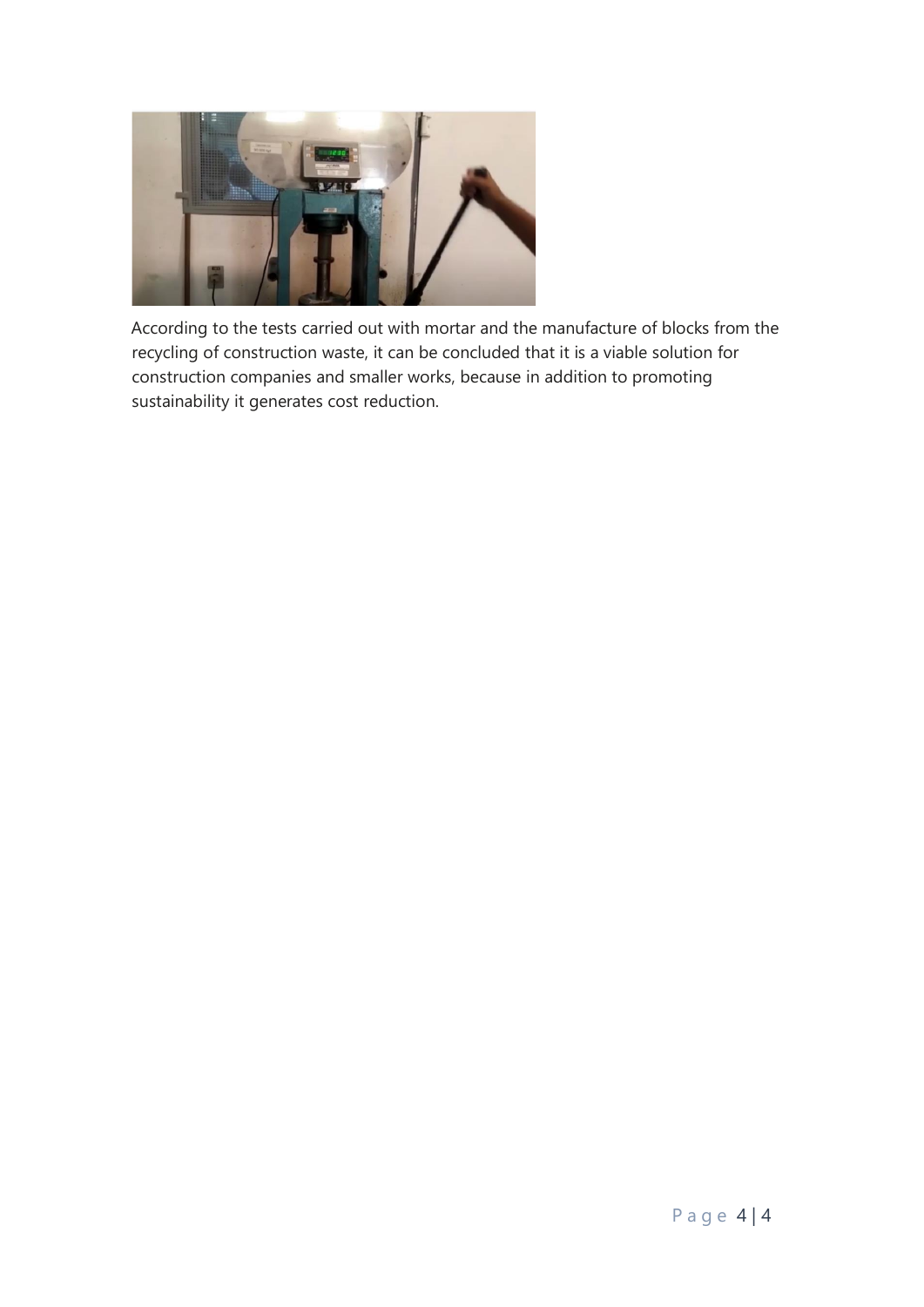According to the tests carried out with mortar and the manufacture of blocks from the recycling of construction waste, it can be concluded that it is a viable solution for construction companies and smaller works, because in addition to promoting sustainability it generates cost reduction.